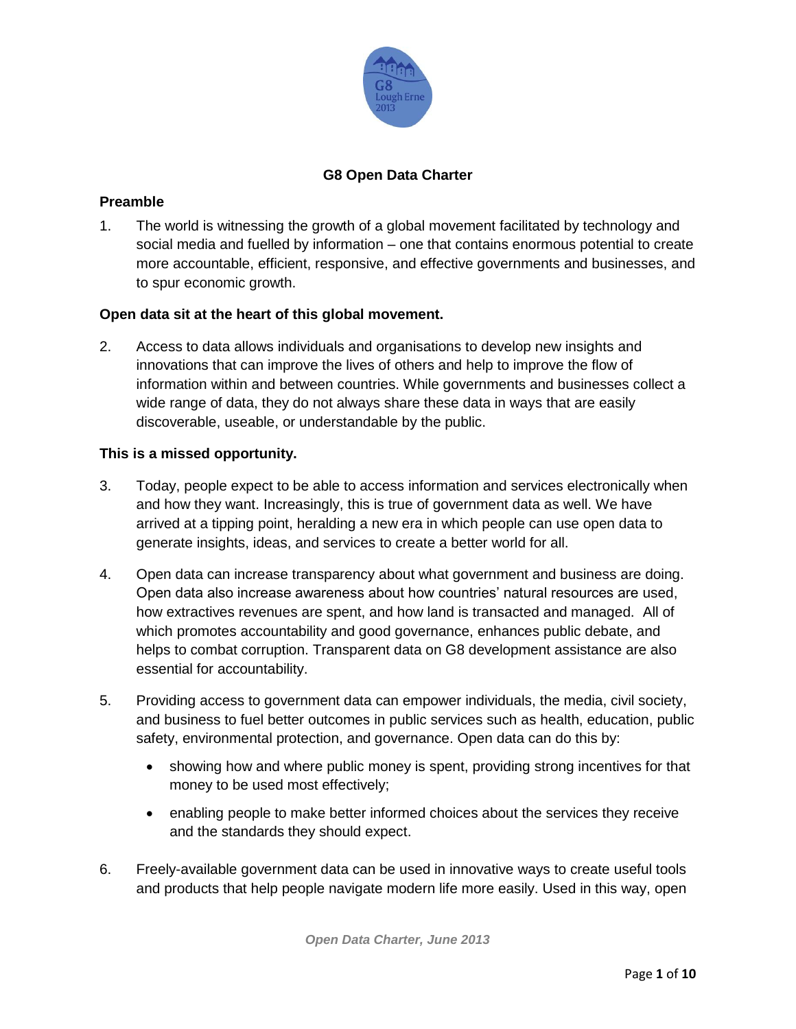# G8 Open Data Charter

## Preamble

1. The world is witnessing the growth of a global movement facilitated by technology and social media and fuelled by information – one that contains enormous potential to create more accountable, efficient, responsive, and effective governments and businesses, and to spur economic growth.

**Open data sit at the heart of this global movement.**

2. Access to data allows individuals and organisations to develop new insights and innovations that can improve the lives of others and help to improve the flow of information within and between countries. While governments and businesses collect a wide range of data, they do not always share these data in ways that are easily discoverable, useable, or understandable by the public.

**This is a missed opportunity.**

3. Today, people expect to be able to access information and services electronically when and how they want. Increasingly, this is true of government data as well. We have arrived at a tipping point, heralding a new era in which people can use open data to generate insights, ideas, and services to create a better world for all.

4. Open data can increase transparency about what government and business are doing. Open data also increase awareness about how countries' natural resources are used, how extractives revenues are spent, and how land is transacted and managed. All of which promotes accountability and good governance, enhances public debate, and helps to combat corruption. Transparent data on G8 development assistance are also essential for accountability.

5. Providing access to government data can empower individuals, the media, civil society, and business to fuel better outcomes in public services such as health, education, public safety, environmental protection, and governance. Open data can do this by:

   - showing how and where public money is spent, providing strong incentives for that money to be used most effectively;
   - enabling people to make better informed choices about the services they receive and the standards they should expect.

6. Freely-available government data can be used in innovative ways to create useful tools and products that help people navigate modern life more easily. Used in this way, open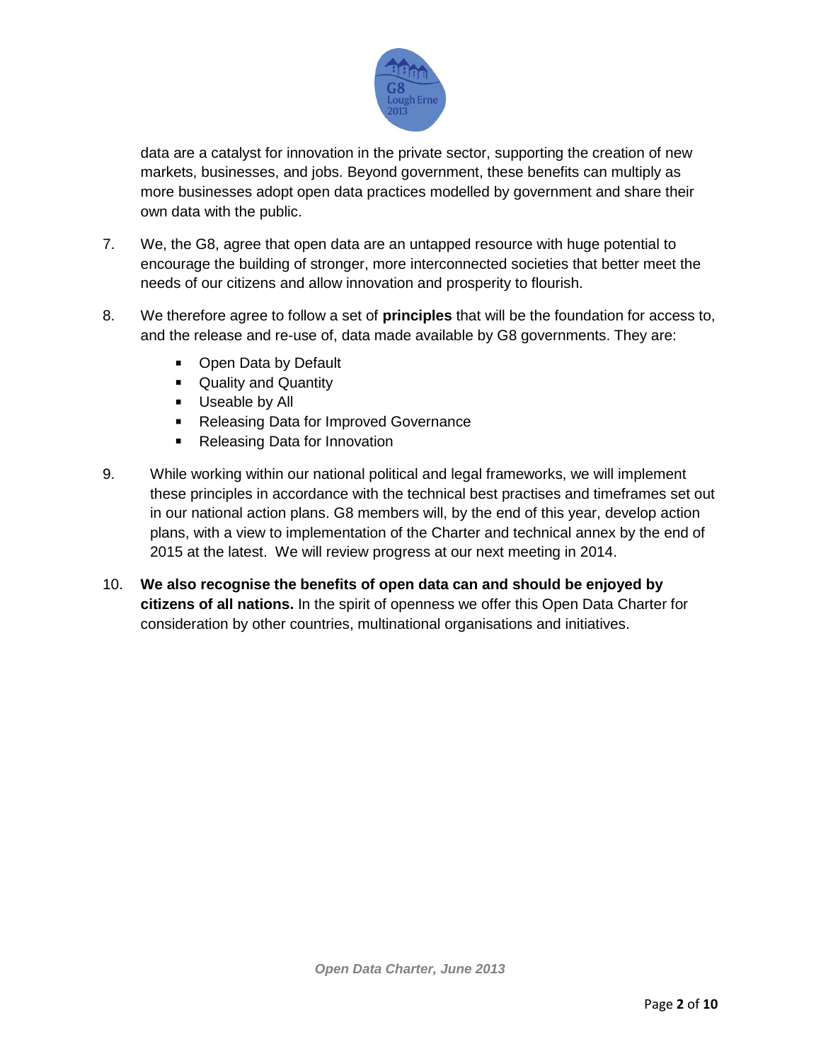data are a catalyst for innovation in the private sector, supporting the creation of new markets, businesses, and jobs. Beyond government, these benefits can multiply as more businesses adopt open data practices modelled by government and share their own data with the public.

7. We, the G8, agree that open data are an untapped resource with huge potential to encourage the building of stronger, more interconnected societies that better meet the needs of our citizens and allow innovation and prosperity to flourish.

8. We therefore agree to follow a set of **principles** that will be the foundation for access to, and the release and re-use of, data made available by G8 governments. They are:

   - Open Data by Default
   - Quality and Quantity
   - Useable by All
   - Releasing Data for Improved Governance
   - Releasing Data for Innovation

9. While working within our national political and legal frameworks, we will implement these principles in accordance with the technical best practises and timeframes set out in our national action plans. G8 members will, by the end of this year, develop action plans, with a view to implementation of the Charter and technical annex by the end of 2015 at the latest. We will review progress at our next meeting in 2014.

10. **We also recognise the benefits of open data can and should be enjoyed by citizens of all nations.** In the spirit of openness we offer this Open Data Charter for consideration by other countries, multinational organisations and initiatives.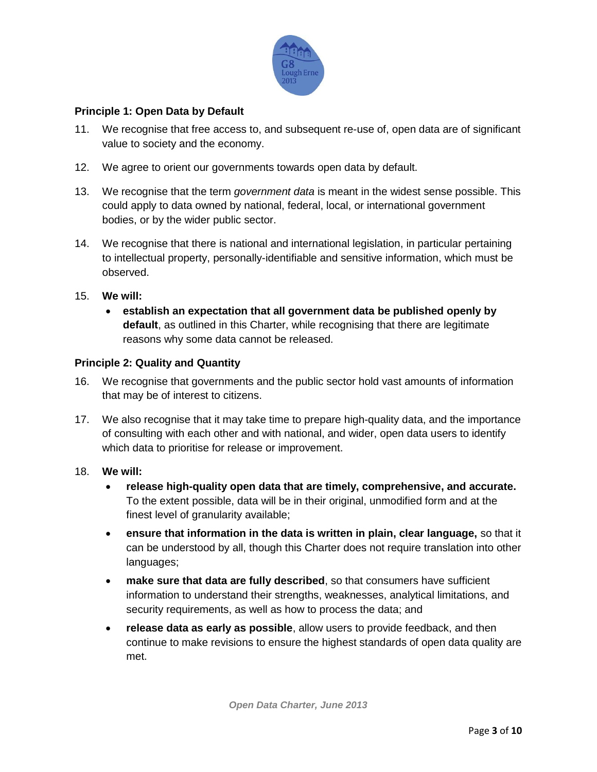### Principle 1: Open Data by Default

11. We recognise that free access to, and subsequent re-use of, open data are of significant value to society and the economy.

12. We agree to orient our governments towards open data by default.

13. We recognise that the term *government data* is meant in the widest sense possible. This could apply to data owned by national, federal, local, or international government bodies, or by the wider public sector.

14. We recognise that there is national and international legislation, in particular pertaining to intellectual property, personally-identifiable and sensitive information, which must be observed.

15. **We will:**
    - **establish an expectation that all government data be published openly by default**, as outlined in this Charter, while recognising that there are legitimate reasons why some data cannot be released.

### Principle 2: Quality and Quantity

16. We recognise that governments and the public sector hold vast amounts of information that may be of interest to citizens.

17. We also recognise that it may take time to prepare high-quality data, and the importance of consulting with each other and with national, and wider, open data users to identify which data to prioritise for release or improvement.

18. **We will:**
    - **release high-quality open data that are timely, comprehensive, and accurate.** To the extent possible, data will be in their original, unmodified form and at the finest level of granularity available;
    - **ensure that information in the data is written in plain, clear language,** so that it can be understood by all, though this Charter does not require translation into other languages;
    - **make sure that data are fully described**, so that consumers have sufficient information to understand their strengths, weaknesses, analytical limitations, and security requirements, as well as how to process the data; and
    - **release data as early as possible**, allow users to provide feedback, and then continue to make revisions to ensure the highest standards of open data quality are met.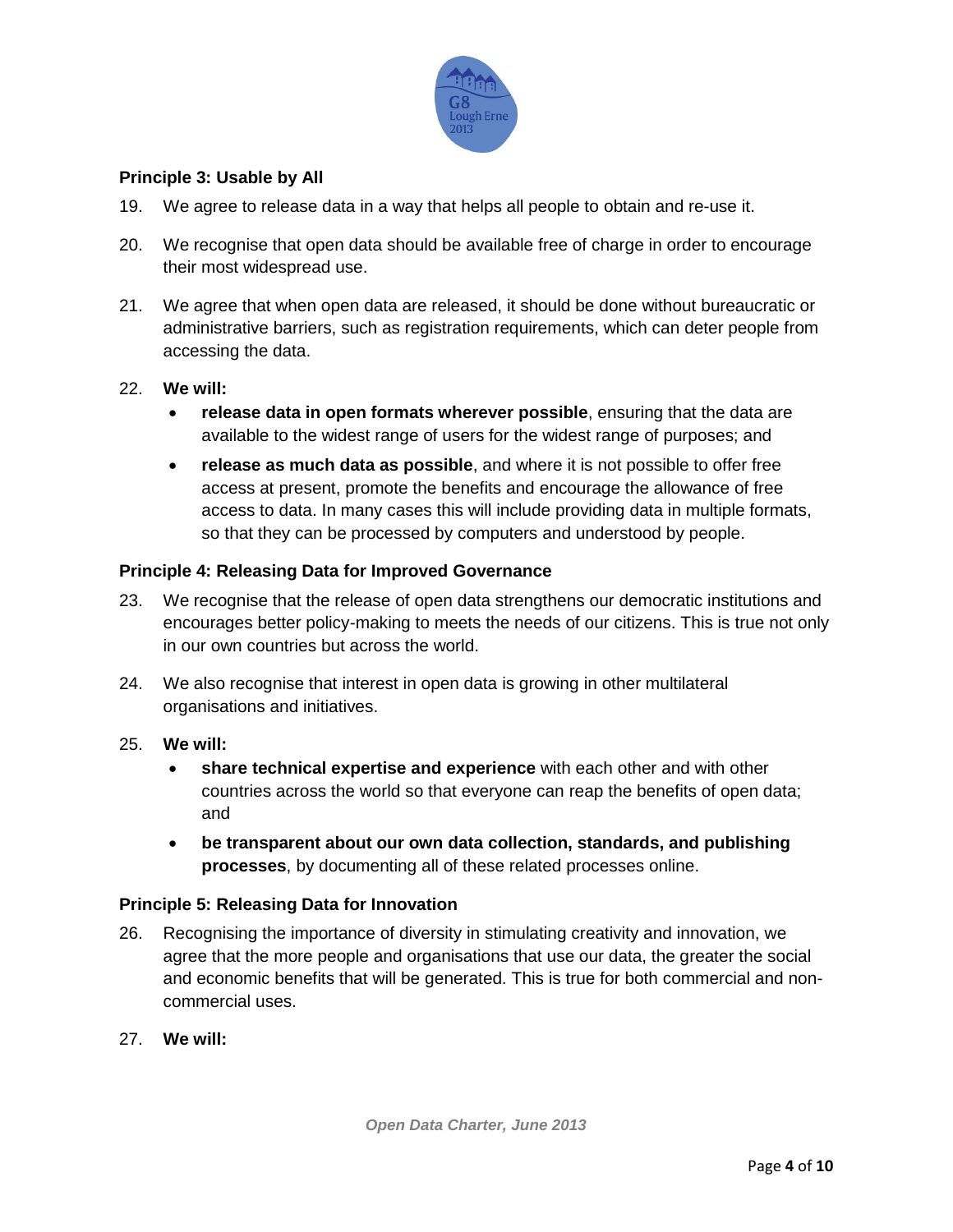### Principle 3: Usable by All

19. We agree to release data in a way that helps all people to obtain and re-use it.

20. We recognise that open data should be available free of charge in order to encourage their most widespread use.

21. We agree that when open data are released, it should be done without bureaucratic or administrative barriers, such as registration requirements, which can deter people from accessing the data.

22. **We will:**
    - **release data in open formats wherever possible**, ensuring that the data are available to the widest range of users for the widest range of purposes; and
    - **release as much data as possible**, and where it is not possible to offer free access at present, promote the benefits and encourage the allowance of free access to data. In many cases this will include providing data in multiple formats, so that they can be processed by computers and understood by people.

### Principle 4: Releasing Data for Improved Governance

23. We recognise that the release of open data strengthens our democratic institutions and encourages better policy-making to meets the needs of our citizens. This is true not only in our own countries but across the world.

24. We also recognise that interest in open data is growing in other multilateral organisations and initiatives.

25. **We will:**
    - **share technical expertise and experience** with each other and with other countries across the world so that everyone can reap the benefits of open data; and
    - **be transparent about our own data collection, standards, and publishing processes**, by documenting all of these related processes online.

### Principle 5: Releasing Data for Innovation

26. Recognising the importance of diversity in stimulating creativity and innovation, we agree that the more people and organisations that use our data, the greater the social and economic benefits that will be generated. This is true for both commercial and non-commercial uses.

27. **We will:**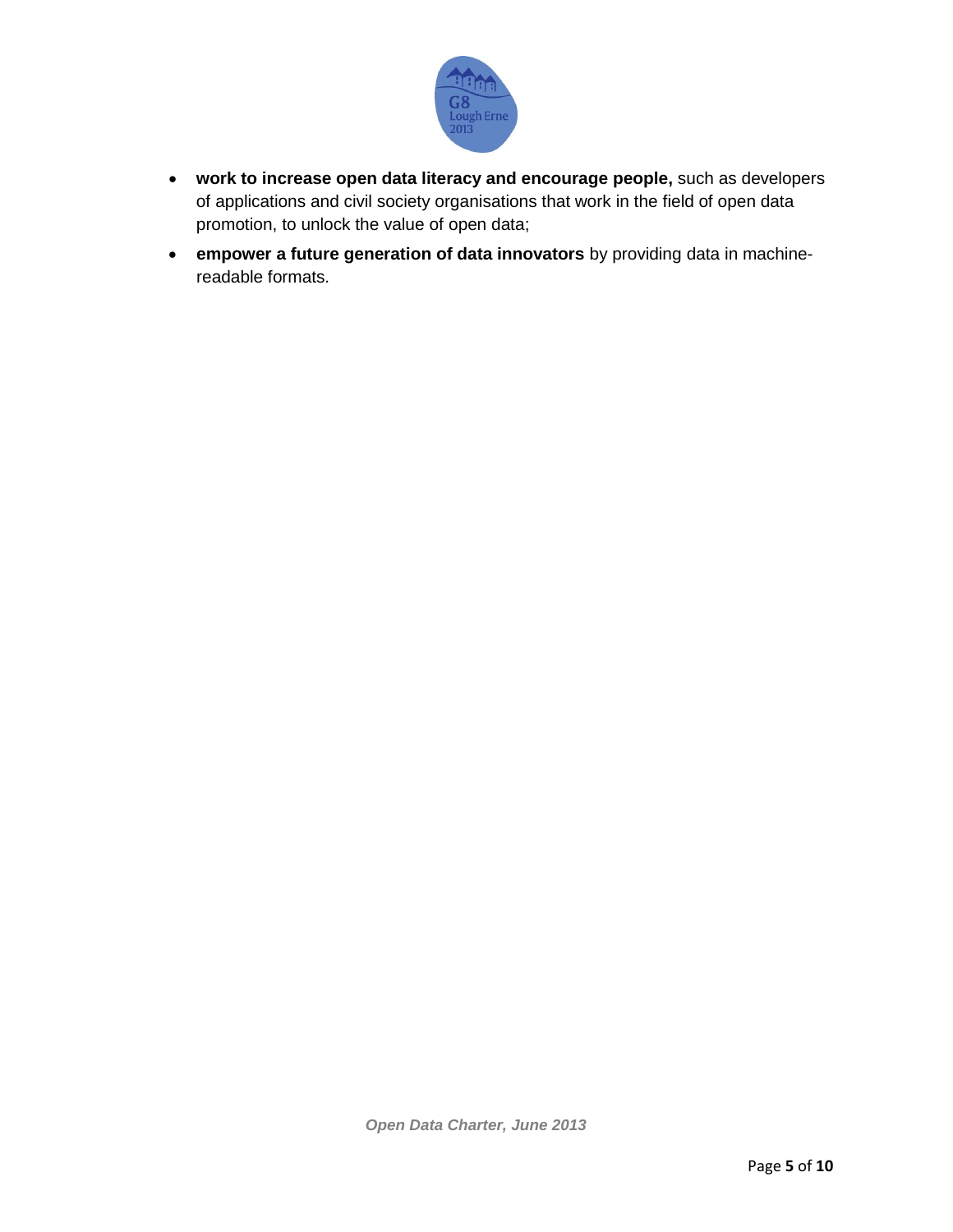- **work to increase open data literacy and encourage people,** such as developers of applications and civil society organisations that work in the field of open data promotion, to unlock the value of open data;
- **empower a future generation of data innovators** by providing data in machine-readable formats.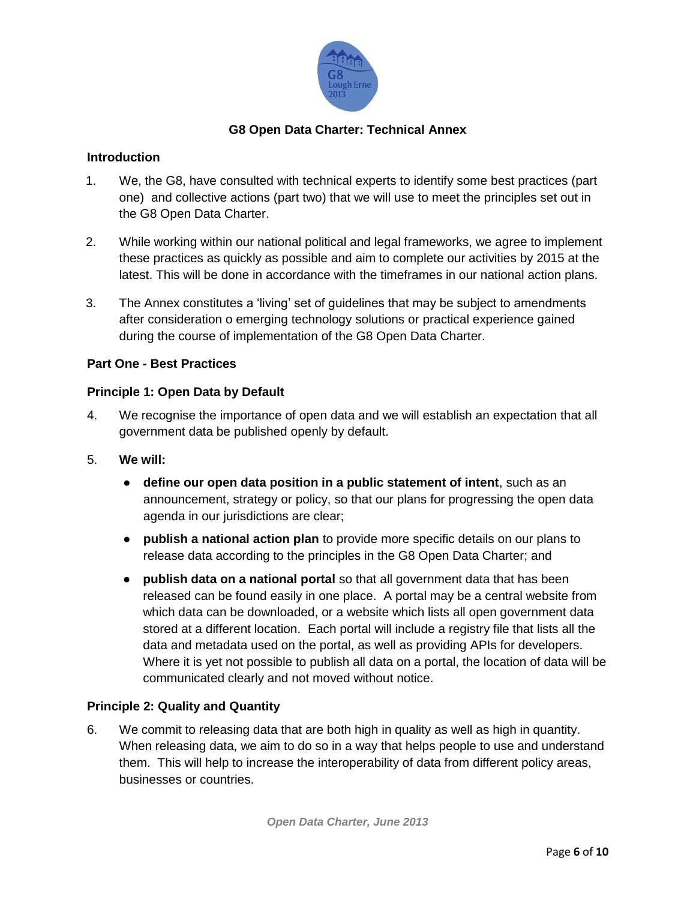## G8 Open Data Charter: Technical Annex

### Introduction

1. We, the G8, have consulted with technical experts to identify some best practices (part one) and collective actions (part two) that we will use to meet the principles set out in the G8 Open Data Charter.

2. While working within our national political and legal frameworks, we agree to implement these practices as quickly as possible and aim to complete our activities by 2015 at the latest. This will be done in accordance with the timeframes in our national action plans.

3. The Annex constitutes a 'living' set of guidelines that may be subject to amendments after consideration o emerging technology solutions or practical experience gained during the course of implementation of the G8 Open Data Charter.

### Part One - Best Practices

### Principle 1: Open Data by Default

4. We recognise the importance of open data and we will establish an expectation that all government data be published openly by default.

5. **We will:**

    - **define our open data position in a public statement of intent**, such as an announcement, strategy or policy, so that our plans for progressing the open data agenda in our jurisdictions are clear;
    - **publish a national action plan** to provide more specific details on our plans to release data according to the principles in the G8 Open Data Charter; and
    - **publish data on a national portal** so that all government data that has been released can be found easily in one place. A portal may be a central website from which data can be downloaded, or a website which lists all open government data stored at a different location. Each portal will include a registry file that lists all the data and metadata used on the portal, as well as providing APIs for developers. Where it is yet not possible to publish all data on a portal, the location of data will be communicated clearly and not moved without notice.

### Principle 2: Quality and Quantity

6. We commit to releasing data that are both high in quality as well as high in quantity. When releasing data, we aim to do so in a way that helps people to use and understand them. This will help to increase the interoperability of data from different policy areas, businesses or countries.

*Open Data Charter, June 2013*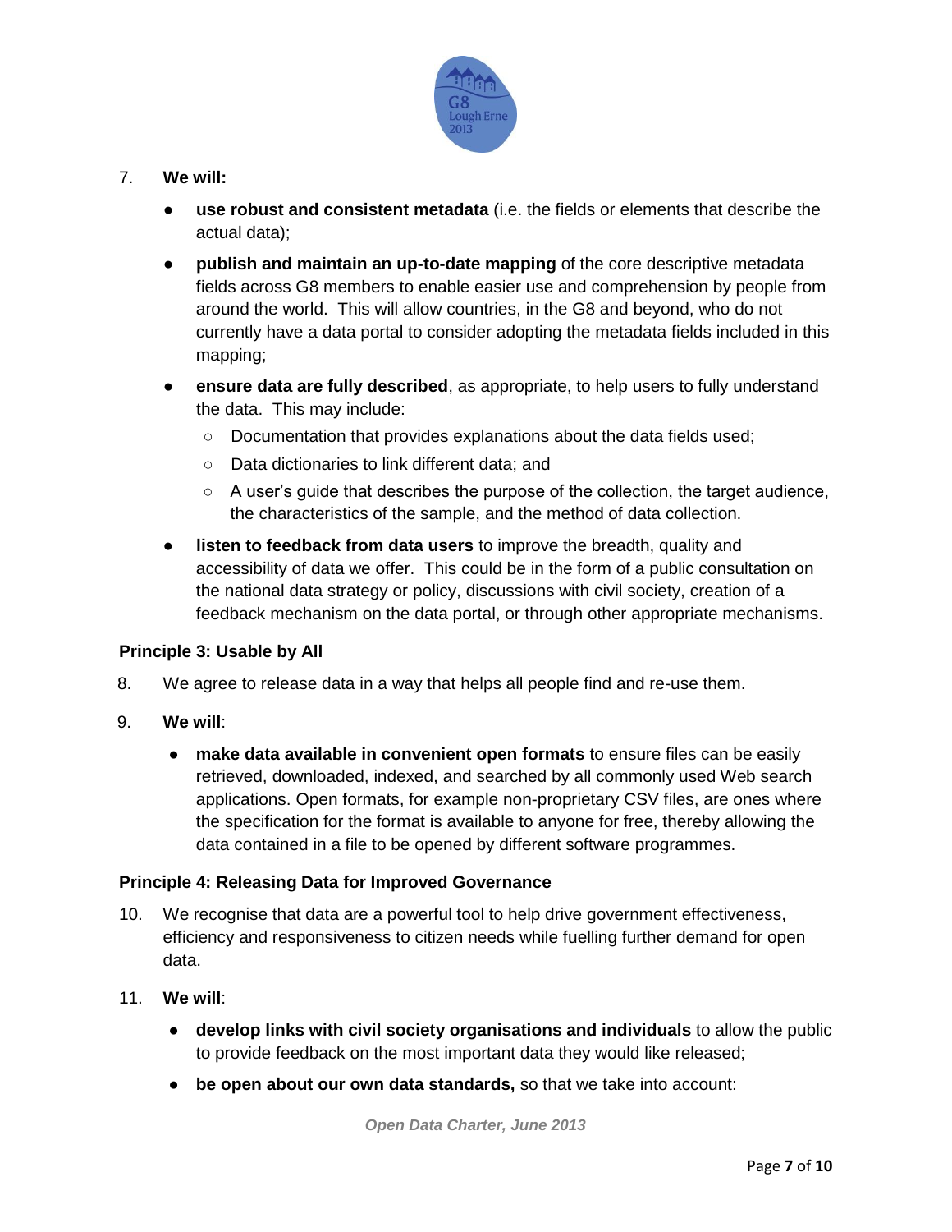7. **We will:**

   - **use robust and consistent metadata** (i.e. the fields or elements that describe the actual data);
   - **publish and maintain an up-to-date mapping** of the core descriptive metadata fields across G8 members to enable easier use and comprehension by people from around the world. This will allow countries, in the G8 and beyond, who do not currently have a data portal to consider adopting the metadata fields included in this mapping;
   - **ensure data are fully described**, as appropriate, to help users to fully understand the data. This may include:
     - Documentation that provides explanations about the data fields used;
     - Data dictionaries to link different data; and
     - A user's guide that describes the purpose of the collection, the target audience, the characteristics of the sample, and the method of data collection.
   - **listen to feedback from data users** to improve the breadth, quality and accessibility of data we offer. This could be in the form of a public consultation on the national data strategy or policy, discussions with civil society, creation of a feedback mechanism on the data portal, or through other appropriate mechanisms.

**Principle 3: Usable by All**

8. We agree to release data in a way that helps all people find and re-use them.

9. **We will**:

   - **make data available in convenient open formats** to ensure files can be easily retrieved, downloaded, indexed, and searched by all commonly used Web search applications. Open formats, for example non-proprietary CSV files, are ones where the specification for the format is available to anyone for free, thereby allowing the data contained in a file to be opened by different software programmes.

**Principle 4: Releasing Data for Improved Governance**

10. We recognise that data are a powerful tool to help drive government effectiveness, efficiency and responsiveness to citizen needs while fuelling further demand for open data.

11. **We will**:

   - **develop links with civil society organisations and individuals** to allow the public to provide feedback on the most important data they would like released;
   - **be open about our own data standards,** so that we take into account: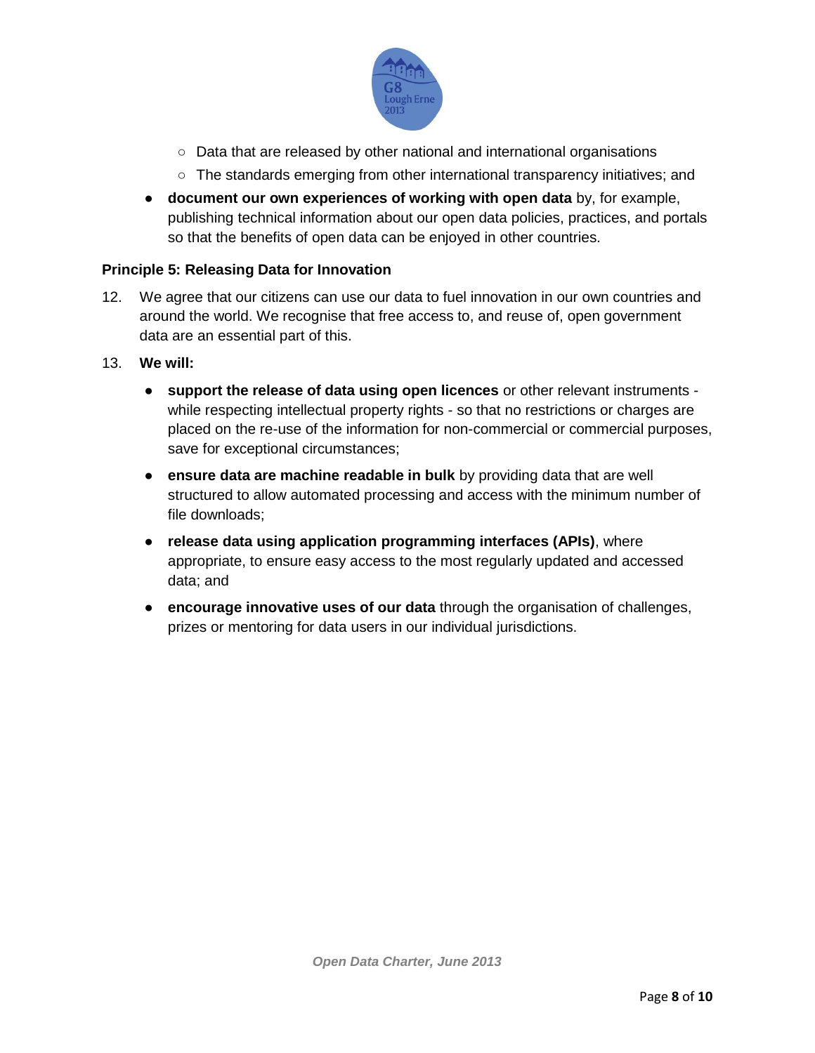- Data that are released by other national and international organisations
   - The standards emerging from other international transparency initiatives; and
- **document our own experiences of working with open data** by, for example, publishing technical information about our open data policies, practices, and portals so that the benefits of open data can be enjoyed in other countries.

**Principle 5: Releasing Data for Innovation**

12. We agree that our citizens can use our data to fuel innovation in our own countries and around the world. We recognise that free access to, and reuse of, open government data are an essential part of this.

13. **We will:**

    - **support the release of data using open licences** or other relevant instruments - while respecting intellectual property rights - so that no restrictions or charges are placed on the re-use of the information for non-commercial or commercial purposes, save for exceptional circumstances;
    - **ensure data are machine readable in bulk** by providing data that are well structured to allow automated processing and access with the minimum number of file downloads;
    - **release data using application programming interfaces (APIs)**, where appropriate, to ensure easy access to the most regularly updated and accessed data; and
    - **encourage innovative uses of our data** through the organisation of challenges, prizes or mentoring for data users in our individual jurisdictions.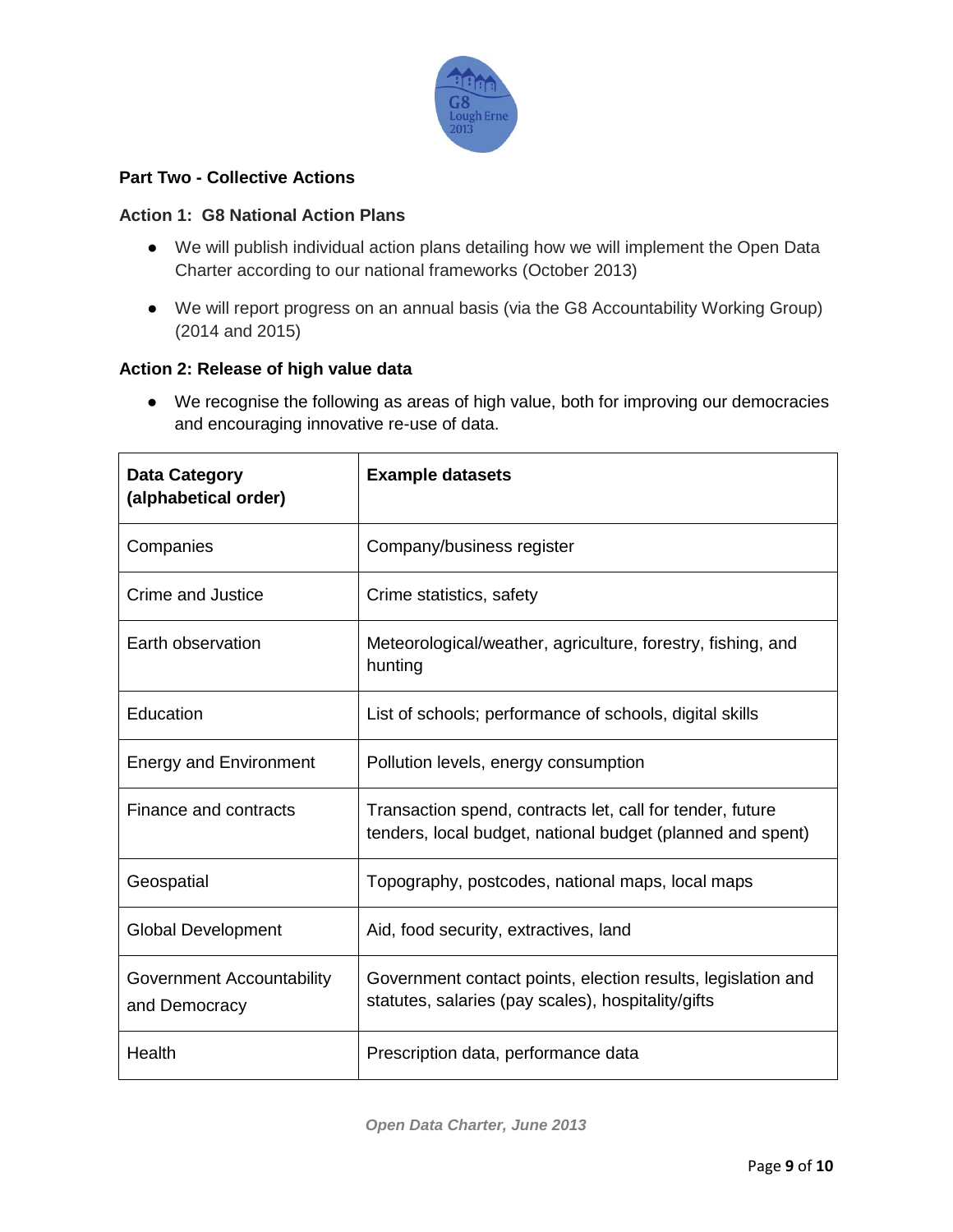## Part Two - Collective Actions

### Action 1: G8 National Action Plans

- We will publish individual action plans detailing how we will implement the Open Data Charter according to our national frameworks (October 2013)
- We will report progress on an annual basis (via the G8 Accountability Working Group) (2014 and 2015)

### Action 2: Release of high value data

- We recognise the following as areas of high value, both for improving our democracies and encouraging innovative re-use of data.

| Data Category (alphabetical order) | Example datasets |
|---|---|
| Companies | Company/business register |
| Crime and Justice | Crime statistics, safety |
| Earth observation | Meteorological/weather, agriculture, forestry, fishing, and hunting |
| Education | List of schools; performance of schools, digital skills |
| Energy and Environment | Pollution levels, energy consumption |
| Finance and contracts | Transaction spend, contracts let, call for tender, future tenders, local budget, national budget (planned and spent) |
| Geospatial | Topography, postcodes, national maps, local maps |
| Global Development | Aid, food security, extractives, land |
| Government Accountability and Democracy | Government contact points, election results, legislation and statutes, salaries (pay scales), hospitality/gifts |
| Health | Prescription data, performance data |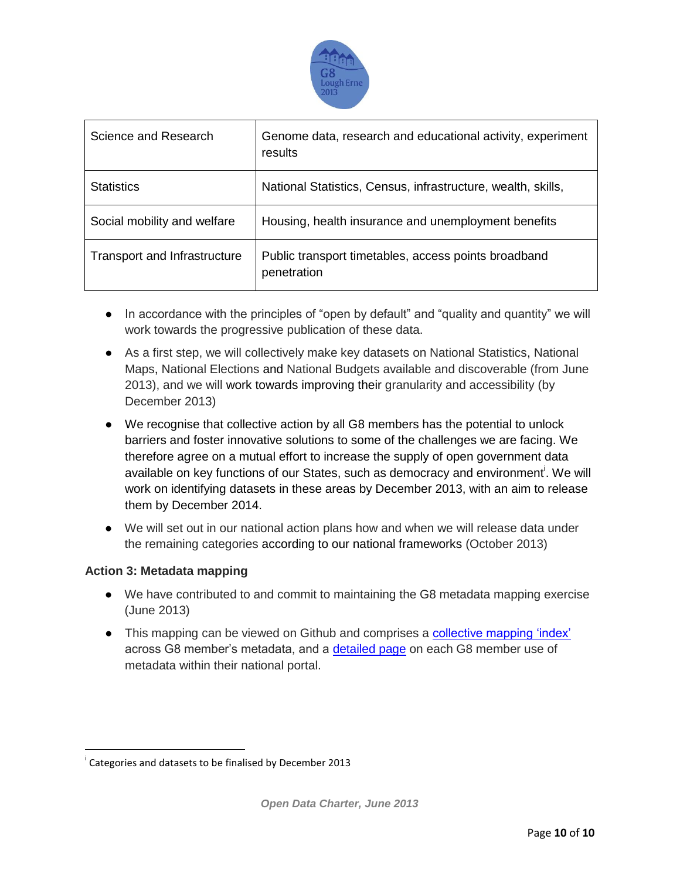| | |
|---|---|
| Science and Research | Genome data, research and educational activity, experiment results |
| Statistics | National Statistics, Census, infrastructure, wealth, skills, |
| Social mobility and welfare | Housing, health insurance and unemployment benefits |
| Transport and Infrastructure | Public transport timetables, access points broadband penetration |

- In accordance with the principles of “open by default” and “quality and quantity” we will work towards the progressive publication of these data.
- As a first step, we will collectively make key datasets on National Statistics, National Maps, National Elections and National Budgets available and discoverable (from June 2013), and we will work towards improving their granularity and accessibility (by December 2013)
- We recognise that collective action by all G8 members has the potential to unlock barriers and foster innovative solutions to some of the challenges we are facing. We therefore agree on a mutual effort to increase the supply of open government data available on key functions of our States, such as democracy and environment[i]. We will work on identifying datasets in these areas by December 2013, with an aim to release them by December 2014.
- We will set out in our national action plans how and when we will release data under the remaining categories according to our national frameworks (October 2013)

**Action 3: Metadata mapping**

- We have contributed to and commit to maintaining the G8 metadata mapping exercise (June 2013)
- This mapping can be viewed on Github and comprises a collective mapping ‘index’ across G8 member’s metadata, and a detailed page on each G8 member use of metadata within their national portal.

[i] Categories and datasets to be finalised by December 2013